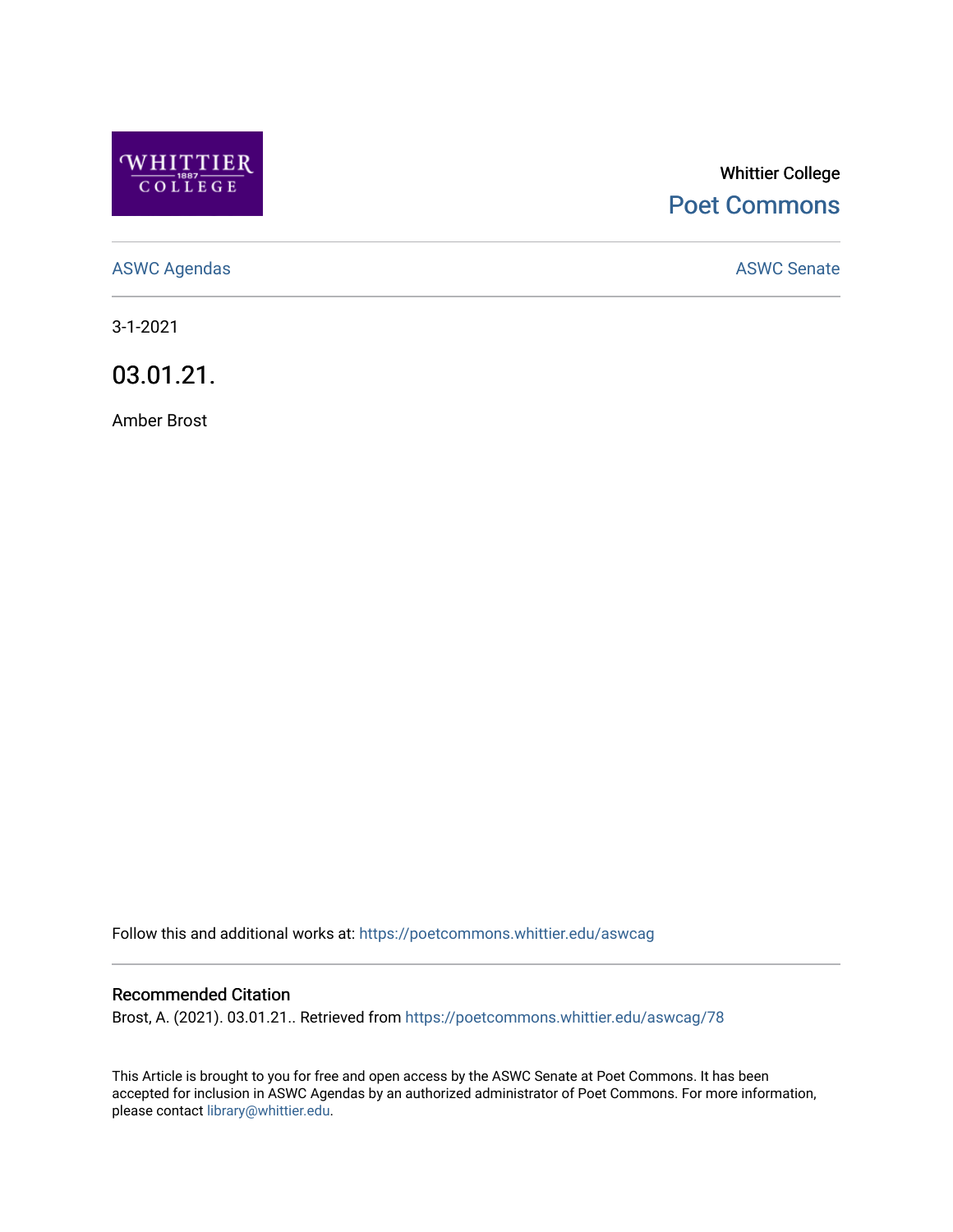Whittier College

Poet Commons

ASWC Agendas

ASWC Senate

3-1-2021

# 03.01.21.

Amber Brost

Follow this and additional works at: https://poetcommons.whittier.edu/aswcag

## Recommended Citation

Brost, A. (2021). 03.01.21.. Retrieved from https://poetcommons.whittier.edu/aswcag/78

This Article is brought to you for free and open access by the ASWC Senate at Poet Commons. It has been accepted for inclusion in ASWC Agendas by an authorized administrator of Poet Commons. For more information, please contact library@whittier.edu.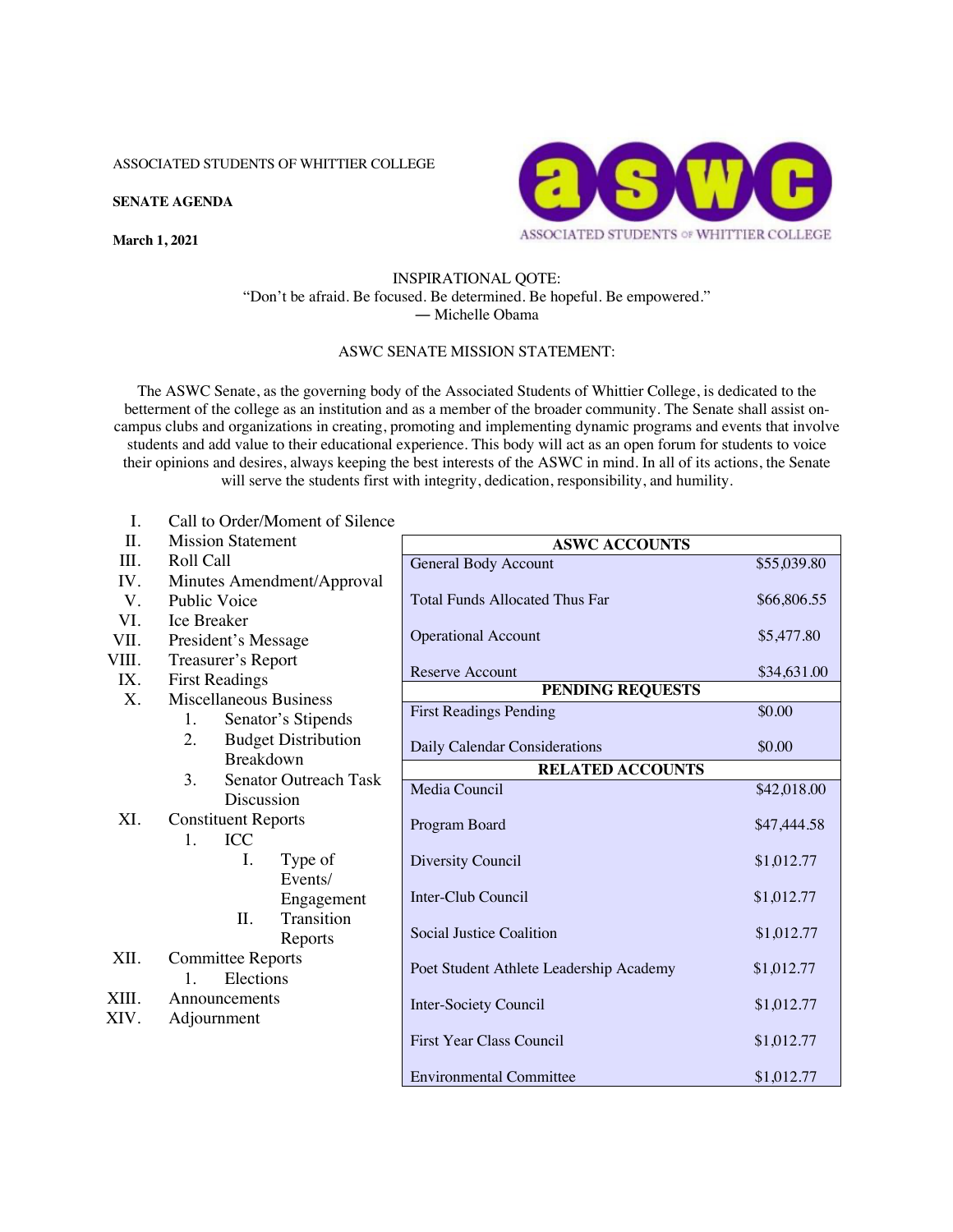ASSOCIATED STUDENTS OF WHITTIER COLLEGE

**SENATE AGENDA**

**March 1, 2021**

INSPIRATIONAL QOTE:
"Don't be afraid. Be focused. Be determined. Be hopeful. Be empowered."
— Michelle Obama

ASWC SENATE MISSION STATEMENT:

The ASWC Senate, as the governing body of the Associated Students of Whittier College, is dedicated to the betterment of the college as an institution and as a member of the broader community. The Senate shall assist on-campus clubs and organizations in creating, promoting and implementing dynamic programs and events that involve students and add value to their educational experience. This body will act as an open forum for students to voice their opinions and desires, always keeping the best interests of the ASWC in mind. In all of its actions, the Senate will serve the students first with integrity, dedication, responsibility, and humility.

I. Call to Order/Moment of Silence
II. Mission Statement
III. Roll Call
IV. Minutes Amendment/Approval
V. Public Voice
VI. Ice Breaker
VII. President's Message
VIII. Treasurer's Report
IX. First Readings
X. Miscellaneous Business
   1. Senator's Stipends
   2. Budget Distribution Breakdown
   3. Senator Outreach Task Discussion
XI. Constituent Reports
   1. ICC
      I. Type of Events/ Engagement
      II. Transition Reports
XII. Committee Reports
   1. Elections
XIII. Announcements
XIV. Adjournment

| ASWC ACCOUNTS | |
|---|---|
| General Body Account | $55,039.80 |
| Total Funds Allocated Thus Far | $66,806.55 |
| Operational Account | $5,477.80 |
| Reserve Account | $34,631.00 |
| **PENDING REQUESTS** | |
| First Readings Pending | $0.00 |
| Daily Calendar Considerations | $0.00 |
| **RELATED ACCOUNTS** | |
| Media Council | $42,018.00 |
| Program Board | $47,444.58 |
| Diversity Council | $1,012.77 |
| Inter-Club Council | $1,012.77 |
| Social Justice Coalition | $1,012.77 |
| Poet Student Athlete Leadership Academy | $1,012.77 |
| Inter-Society Council | $1,012.77 |
| First Year Class Council | $1,012.77 |
| Environmental Committee | $1,012.77 |